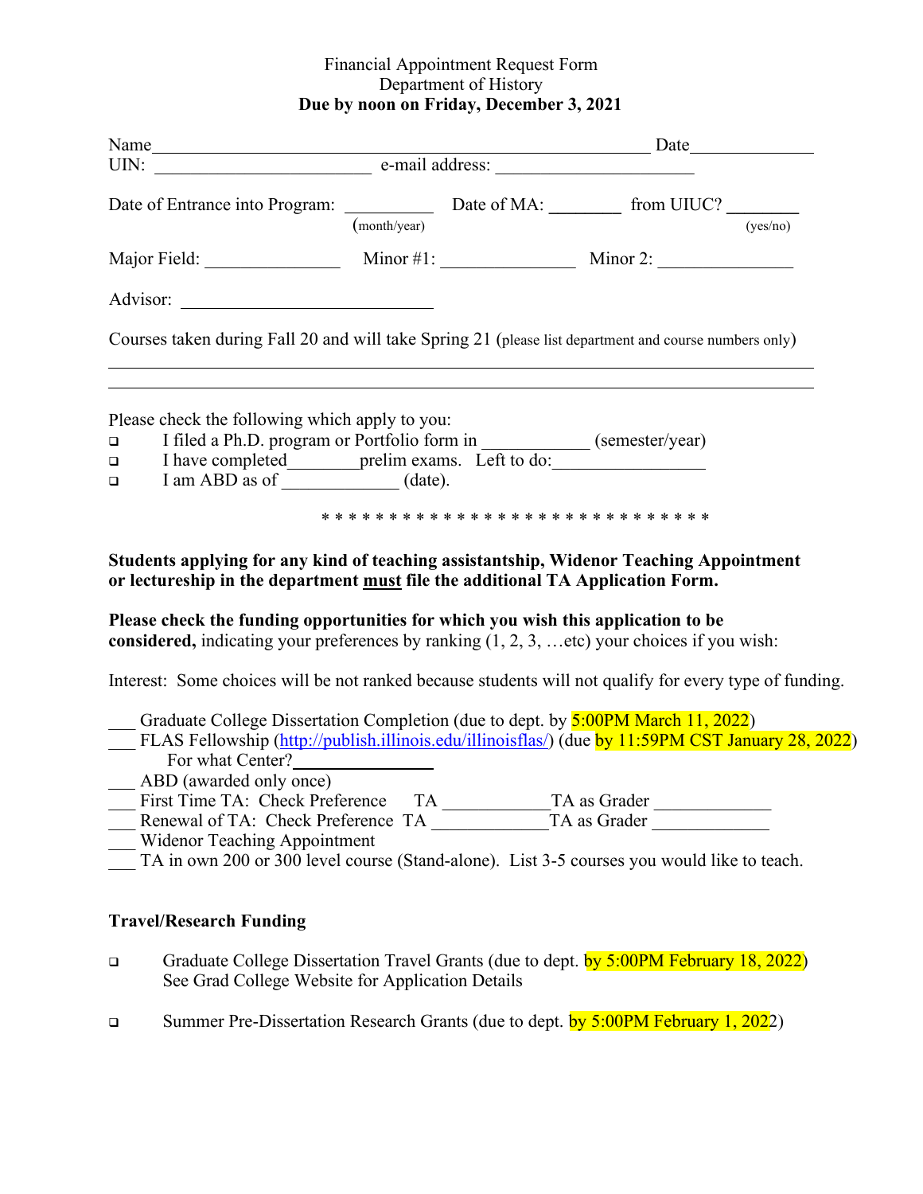Financial Appointment Request Form
Department of History
**Due by noon on Friday, December 3, 2021**

Name_______________________________________________________ Date_____________
UIN: ________________________ e-mail address: ______________________

Date of Entrance into Program: __________ (month/year) Date of MA: ________ from UIUC? ________ (yes/no)

Major Field: _______________ Minor #1: _______________ Minor 2: _______________

Advisor: ____________________________

Courses taken during Fall 20 and will take Spring 21 (please list department and course numbers only)

_____________________________________________________________________________

_____________________________________________________________________________

Please check the following which apply to you:

- ❑ I filed a Ph.D. program or Portfolio form in ___________ (semester/year)
- ❑ I have completed________prelim exams. Left to do:________________
- ❑ I am ABD as of _____________ (date).

* * * * * * * * * * * * * * * * * * * * * * * * * * * * * * *

**Students applying for any kind of teaching assistantship, Widenor Teaching Appointment or lectureship in the department must file the additional TA Application Form.**

**Please check the funding opportunities for which you wish this application to be considered,** indicating your preferences by ranking (1, 2, 3, …etc) your choices if you wish:

Interest: Some choices will be not ranked because students will not qualify for every type of funding.

___ Graduate College Dissertation Completion (due to dept. by 5:00PM March 11, 2022)
___ FLAS Fellowship (http://publish.illinois.edu/illinoisflas/) (due by 11:59PM CST January 28, 2022)
For what Center?_______________
___ ABD (awarded only once)
___ First Time TA: Check Preference TA ____________TA as Grader ____________
___ Renewal of TA: Check Preference TA ____________TA as Grader ____________
___ Widenor Teaching Appointment
___ TA in own 200 or 300 level course (Stand-alone). List 3-5 courses you would like to teach.

**Travel/Research Funding**

- ❑ Graduate College Dissertation Travel Grants (due to dept. by 5:00PM February 18, 2022)
  See Grad College Website for Application Details

- ❑ Summer Pre-Dissertation Research Grants (due to dept. by 5:00PM February 1, 2022)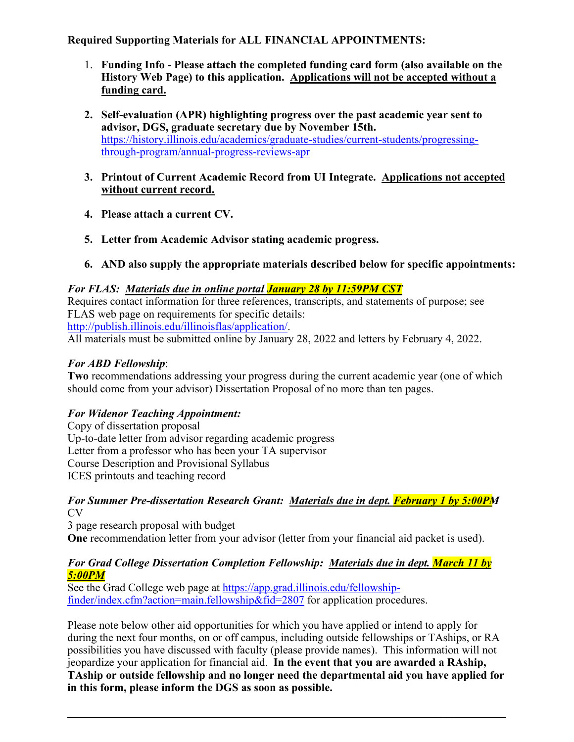**Required Supporting Materials for ALL FINANCIAL APPOINTMENTS:**

1. **Funding Info - Please attach the completed funding card form (also available on the History Web Page) to this application. Applications will not be accepted without a funding card.**

2. **Self-evaluation (APR) highlighting progress over the past academic year sent to advisor, DGS, graduate secretary due by November 15th.** https://history.illinois.edu/academics/graduate-studies/current-students/progressing-through-program/annual-progress-reviews-apr

3. **Printout of Current Academic Record from UI Integrate. Applications not accepted without current record.**

4. **Please attach a current CV.**

5. **Letter from Academic Advisor stating academic progress.**

6. **AND also supply the appropriate materials described below for specific appointments:**

***For FLAS: Materials due in online portal January 28 by 11:59PM CST***

Requires contact information for three references, transcripts, and statements of purpose; see FLAS web page on requirements for specific details: http://publish.illinois.edu/illinoisflas/application/.
All materials must be submitted online by January 28, 2022 and letters by February 4, 2022.

***For ABD Fellowship***:

**Two** recommendations addressing your progress during the current academic year (one of which should come from your advisor) Dissertation Proposal of no more than ten pages.

***For Widenor Teaching Appointment:***

Copy of dissertation proposal
Up-to-date letter from advisor regarding academic progress
Letter from a professor who has been your TA supervisor
Course Description and Provisional Syllabus
ICES printouts and teaching record

***For Summer Pre-dissertation Research Grant: Materials due in dept. February 1 by 5:00PM***

CV
3 page research proposal with budget
**One** recommendation letter from your advisor (letter from your financial aid packet is used).

***For Grad College Dissertation Completion Fellowship: Materials due in dept. March 11 by 5:00PM***

See the Grad College web page at https://app.grad.illinois.edu/fellowship-finder/index.cfm?action=main.fellowship&fid=2807 for application procedures.

Please note below other aid opportunities for which you have applied or intend to apply for during the next four months, on or off campus, including outside fellowships or TAships, or RA possibilities you have discussed with faculty (please provide names). This information will not jeopardize your application for financial aid. **In the event that you are awarded a RAship, TAship or outside fellowship and no longer need the departmental aid you have applied for in this form, please inform the DGS as soon as possible.**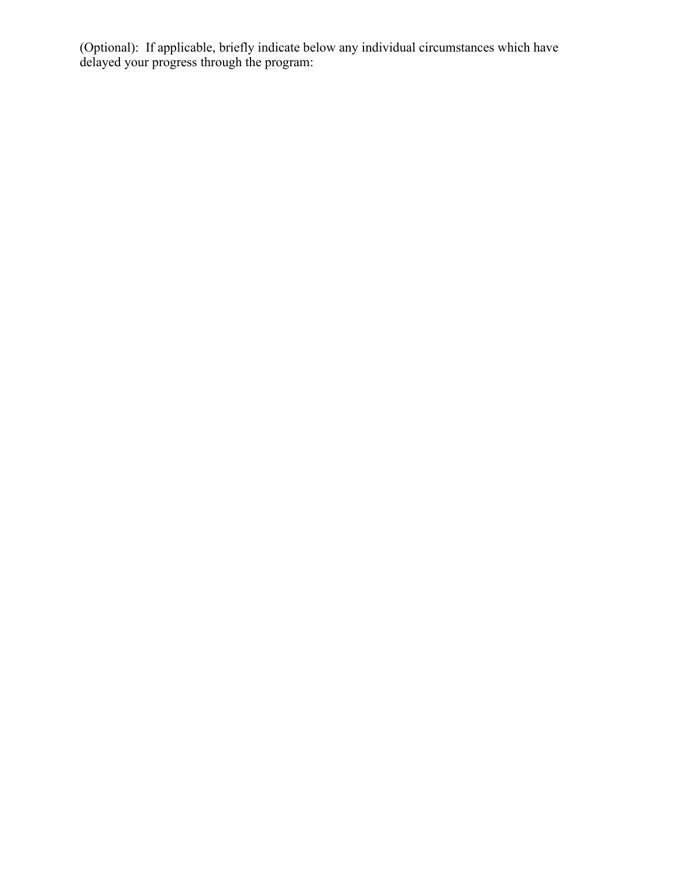(Optional): If applicable, briefly indicate below any individual circumstances which have delayed your progress through the program: